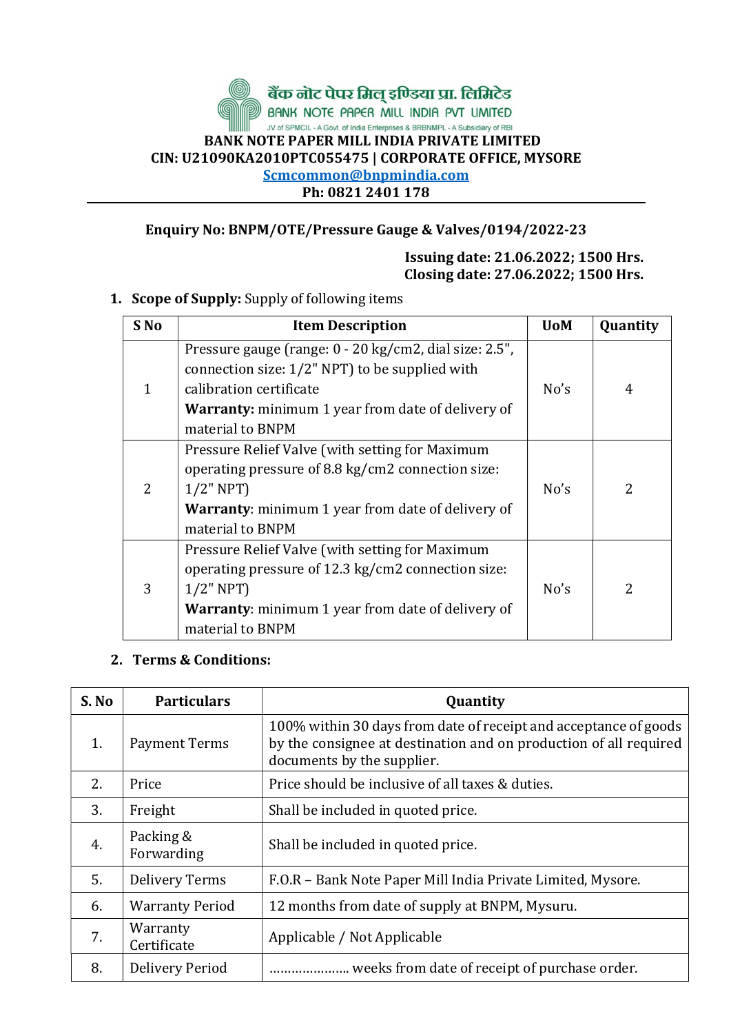बैंक नोट पेपर मिल् इण्डिया प्रा. लिमिटेड

BANK NOTE PAPER MILL INDIA PVT LIMITED

JV of SPMCIL - A Govt. of India Enterprises & BRBNMPL - A Subsidiary of RBI

**BANK NOTE PAPER MILL INDIA PRIVATE LIMITED**

**CIN: U21090KA2010PTC055475 | CORPORATE OFFICE, MYSORE**

**Scmcommon@bnpmindia.com**

**Ph: 0821 2401 178**

---

**Enquiry No: BNPM/OTE/Pressure Gauge & Valves/0194/2022-23**

**Issuing date: 21.06.2022; 1500 Hrs.**
**Closing date: 27.06.2022; 1500 Hrs.**

1. **Scope of Supply:** Supply of following items

| S No | Item Description | UoM | Quantity |
|---|---|---|---|
| 1 | Pressure gauge (range: 0 - 20 kg/cm2, dial size: 2.5", connection size: 1/2" NPT) to be supplied with calibration certificate<br>**Warranty:** minimum 1 year from date of delivery of material to BNPM | No's | 4 |
| 2 | Pressure Relief Valve (with setting for Maximum operating pressure of 8.8 kg/cm2 connection size: 1/2" NPT)<br>**Warranty**: minimum 1 year from date of delivery of material to BNPM | No's | 2 |
| 3 | Pressure Relief Valve (with setting for Maximum operating pressure of 12.3 kg/cm2 connection size: 1/2" NPT)<br>**Warranty**: minimum 1 year from date of delivery of material to BNPM | No's | 2 |

2. **Terms & Conditions:**

| S. No | Particulars | Quantity |
|---|---|---|
| 1. | Payment Terms | 100% within 30 days from date of receipt and acceptance of goods by the consignee at destination and on production of all required documents by the supplier. |
| 2. | Price | Price should be inclusive of all taxes & duties. |
| 3. | Freight | Shall be included in quoted price. |
| 4. | Packing & Forwarding | Shall be included in quoted price. |
| 5. | Delivery Terms | F.O.R – Bank Note Paper Mill India Private Limited, Mysore. |
| 6. | Warranty Period | 12 months from date of supply at BNPM, Mysuru. |
| 7. | Warranty Certificate | Applicable / Not Applicable |
| 8. | Delivery Period | ………………… weeks from date of receipt of purchase order. |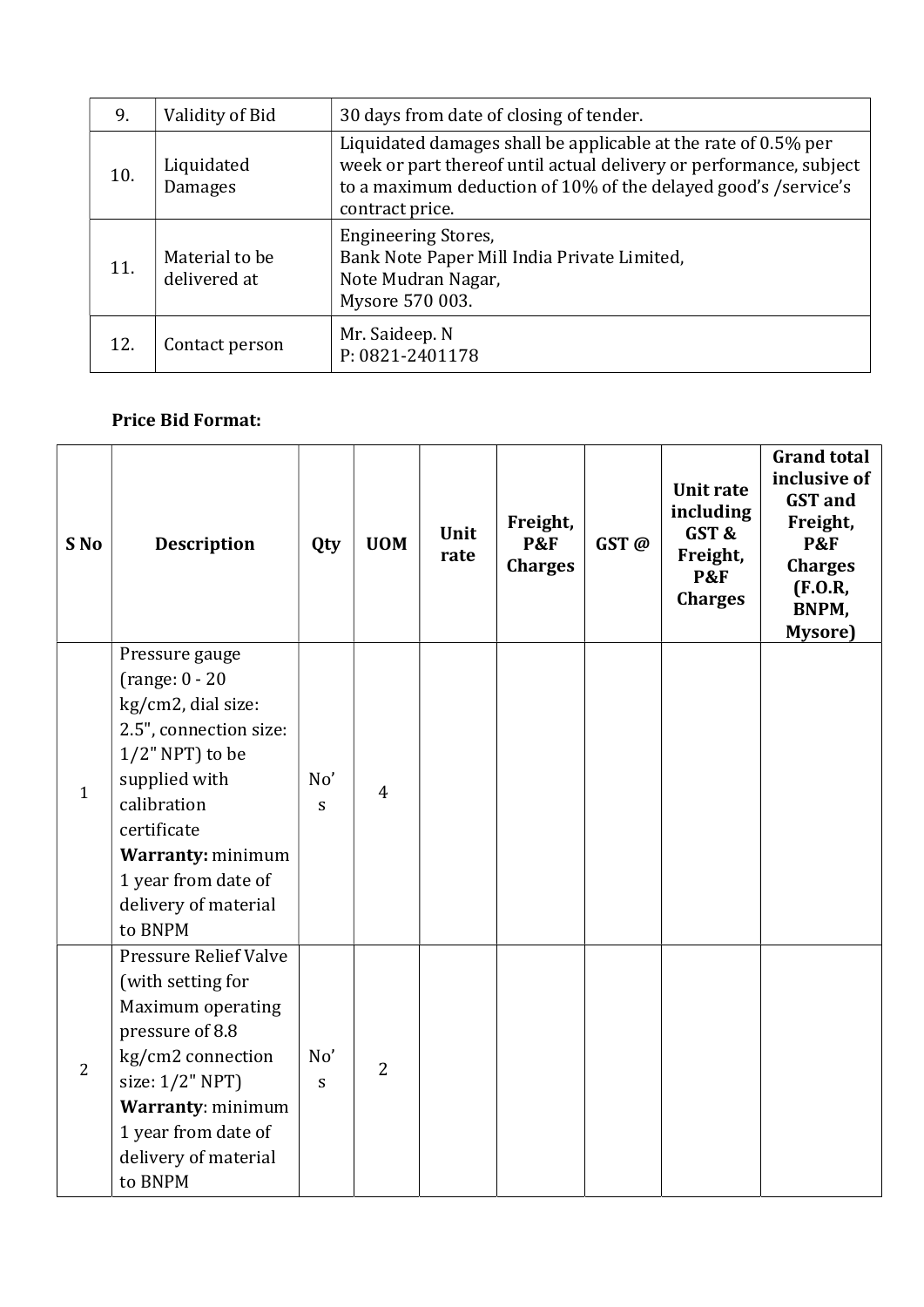| 9. | Validity of Bid | 30 days from date of closing of tender. |
|---|---|---|
| 10. | Liquidated Damages | Liquidated damages shall be applicable at the rate of 0.5% per week or part thereof until actual delivery or performance, subject to a maximum deduction of 10% of the delayed good’s /service’s contract price. |
| 11. | Material to be delivered at | Engineering Stores,<br>Bank Note Paper Mill India Private Limited,<br>Note Mudran Nagar,<br>Mysore 570 003. |
| 12. | Contact person | Mr. Saideep. N<br>P: 0821-2401178 |

**Price Bid Format:**

| S No | Description | Qty | UOM | Unit rate | Freight, P&F Charges | GST @ | Unit rate including GST & Freight, P&F Charges | Grand total inclusive of GST and Freight, P&F Charges (F.O.R, BNPM, Mysore) |
|---|---|---|---|---|---|---|---|---|
| 1 | Pressure gauge (range: 0 - 20 kg/cm2, dial size: 2.5", connection size: 1/2" NPT) to be supplied with calibration certificate **Warranty:** minimum 1 year from date of delivery of material to BNPM | No’s | 4 | | | | | |
| 2 | Pressure Relief Valve (with setting for Maximum operating pressure of 8.8 kg/cm2 connection size: 1/2" NPT) **Warranty**: minimum 1 year from date of delivery of material to BNPM | No’s | 2 | | | | | |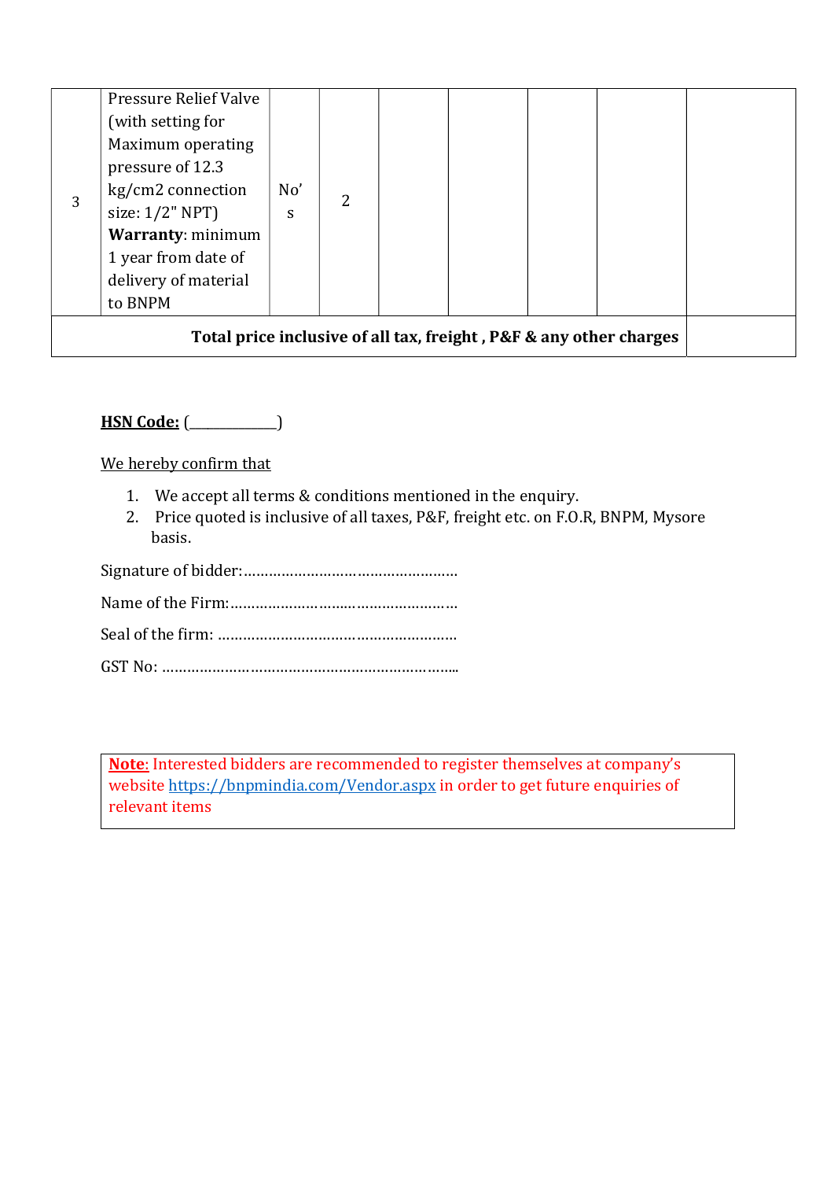| | | | | | | | | |
|---|---|---|---|---|---|---|---|---|
| 3 | Pressure Relief Valve (with setting for Maximum operating pressure of 12.3 kg/cm2 connection size: 1/2" NPT) **Warranty**: minimum 1 year from date of delivery of material to BNPM | No's | 2 | | | | | |
| **Total price inclusive of all tax, freight , P&F & any other charges** | | | | | | | | |

**HSN Code:** (____________)

We hereby confirm that

1. We accept all terms & conditions mentioned in the enquiry.
2. Price quoted is inclusive of all taxes, P&F, freight etc. on F.O.R, BNPM, Mysore basis.

Signature of bidder:……………………………………………

Name of the Firm:……………………….…………………

Seal of the firm: …………………………………………………

GST No: ……………………………………………………………..

**Note**: Interested bidders are recommended to register themselves at company's website https://bnpmindia.com/Vendor.aspx in order to get future enquiries of relevant items